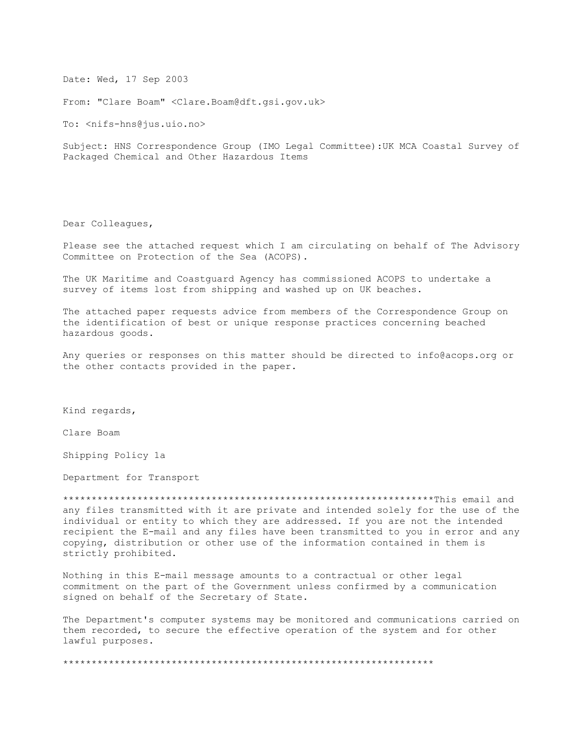Date: Wed, 17 Sep 2003

From: "Clare Boam" <Clare.Boam@dft.gsi.gov.uk>

To: <nifs-hns@jus.uio.no>

Subject: HNS Correspondence Group (IMO Legal Committee):UK MCA Coastal Survey of Packaged Chemical and Other Hazardous Items

Dear Colleagues,

Please see the attached request which I am circulating on behalf of The Advisory Committee on Protection of the Sea (ACOPS).

The UK Maritime and Coastguard Agency has commissioned ACOPS to undertake a survey of items lost from shipping and washed up on UK beaches.

The attached paper requests advice from members of the Correspondence Group on the identification of best or unique response practices concerning beached hazardous goods.

Any queries or responses on this matter should be directed to info@acops.org or the other contacts provided in the paper.

Kind regards,

Clare Boam

Shipping Policy 1a

Department for Transport

*****************************************************************This email and any files transmitted with it are private and intended solely for the use of the individual or entity to which they are addressed. If you are not the intended recipient the E-mail and any files have been transmitted to you in error and any copying, distribution or other use of the information contained in them is strictly prohibited.

Nothing in this E-mail message amounts to a contractual or other legal commitment on the part of the Government unless confirmed by a communication signed on behalf of the Secretary of State.

The Department's computer systems may be monitored and communications carried on them recorded, to secure the effective operation of the system and for other lawful purposes.

*****************************************************************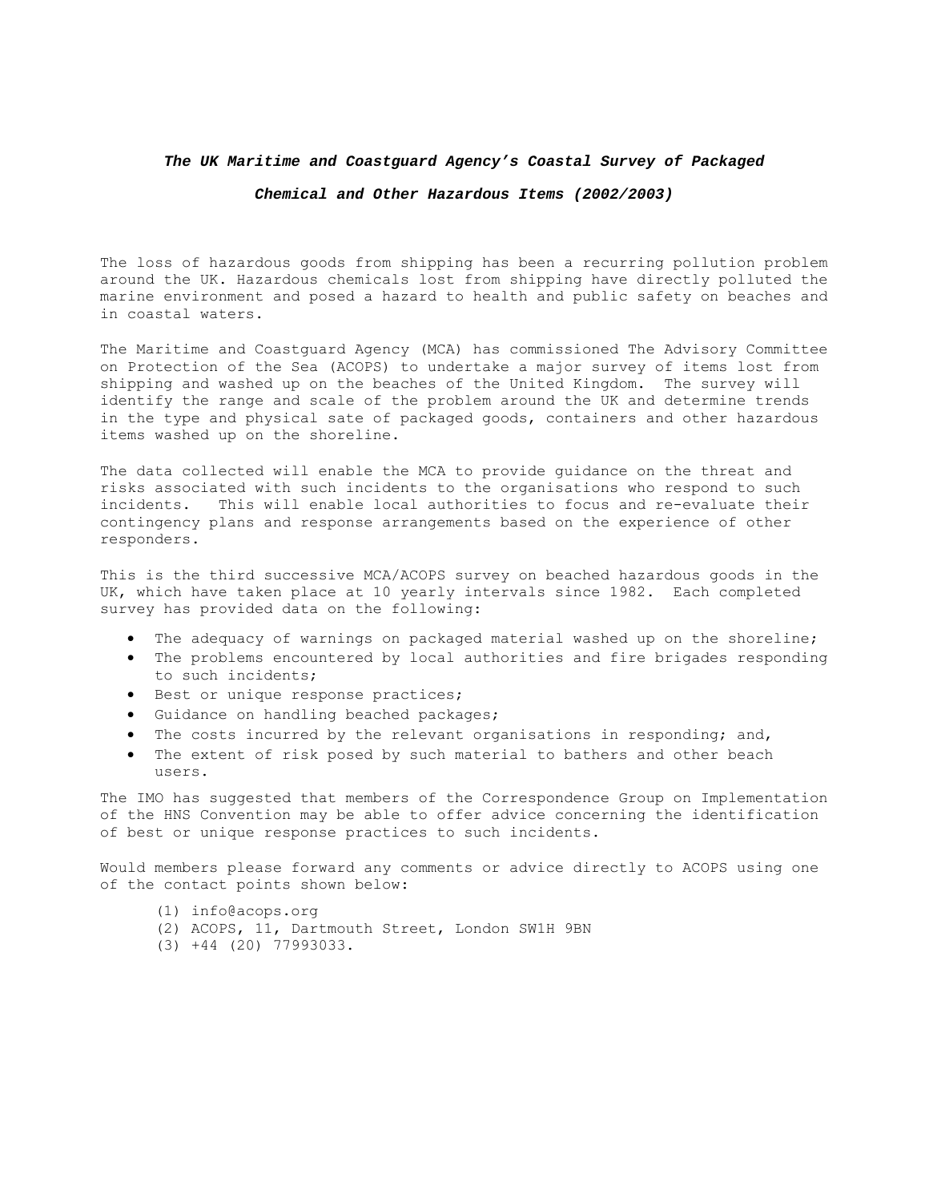***The UK Maritime and Coastguard Agency's Coastal Survey of Packaged Chemical and Other Hazardous Items (2002/2003)***

The loss of hazardous goods from shipping has been a recurring pollution problem around the UK. Hazardous chemicals lost from shipping have directly polluted the marine environment and posed a hazard to health and public safety on beaches and in coastal waters.

The Maritime and Coastguard Agency (MCA) has commissioned The Advisory Committee on Protection of the Sea (ACOPS) to undertake a major survey of items lost from shipping and washed up on the beaches of the United Kingdom. The survey will identify the range and scale of the problem around the UK and determine trends in the type and physical sate of packaged goods, containers and other hazardous items washed up on the shoreline.

The data collected will enable the MCA to provide guidance on the threat and risks associated with such incidents to the organisations who respond to such incidents. This will enable local authorities to focus and re-evaluate their contingency plans and response arrangements based on the experience of other responders.

This is the third successive MCA/ACOPS survey on beached hazardous goods in the UK, which have taken place at 10 yearly intervals since 1982. Each completed survey has provided data on the following:

- The adequacy of warnings on packaged material washed up on the shoreline;
- The problems encountered by local authorities and fire brigades responding to such incidents;
- Best or unique response practices;
- Guidance on handling beached packages;
- The costs incurred by the relevant organisations in responding; and,
- The extent of risk posed by such material to bathers and other beach users.

The IMO has suggested that members of the Correspondence Group on Implementation of the HNS Convention may be able to offer advice concerning the identification of best or unique response practices to such incidents.

Would members please forward any comments or advice directly to ACOPS using one of the contact points shown below:

(1) info@acops.org
(2) ACOPS, 11, Dartmouth Street, London SW1H 9BN
(3) +44 (20) 77993033.